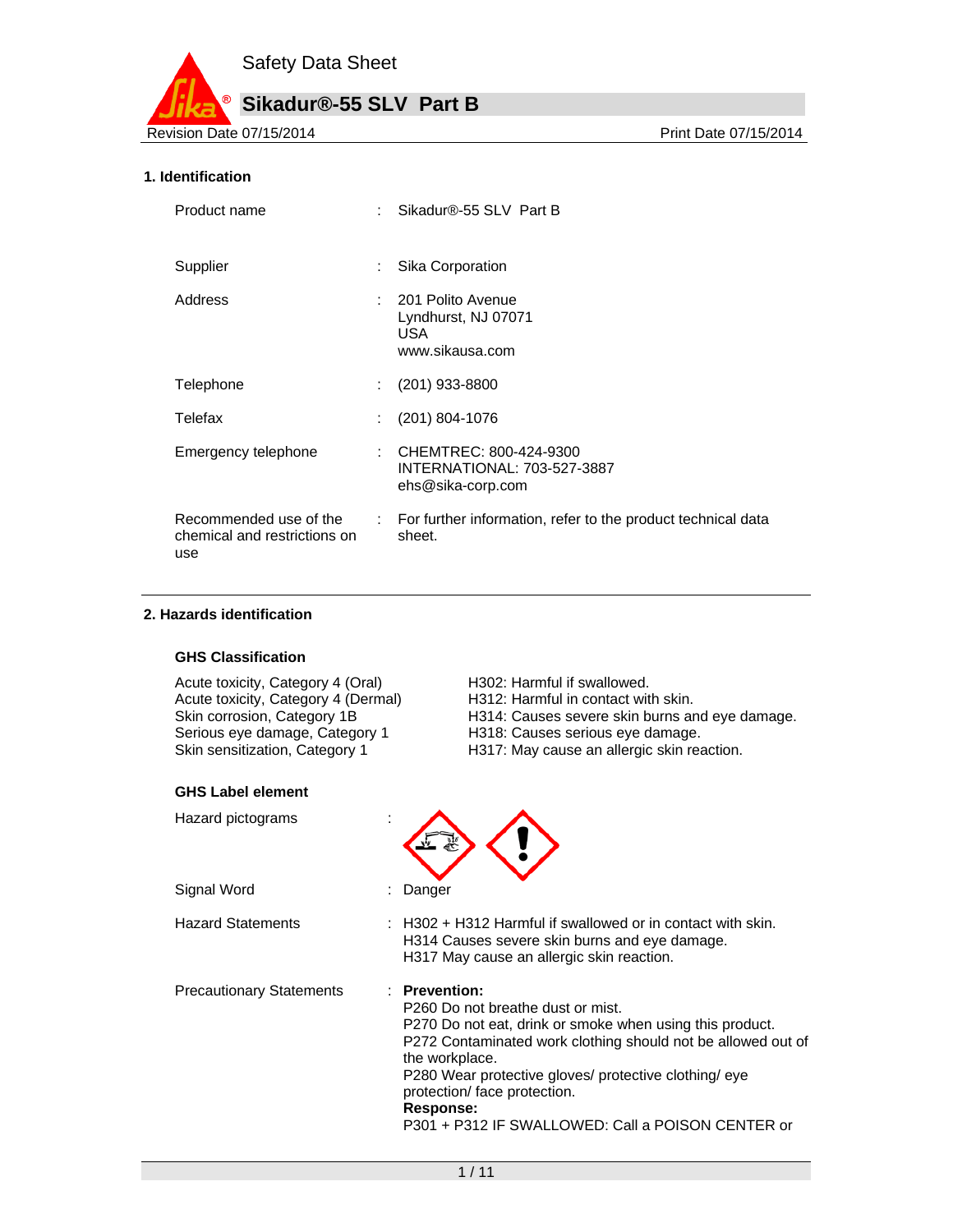Safety Data Sheet

# Sikadur®-55 SLV Part B

Revision Date 07/15/2014 | Print Date 07/15/2014

## 1. Identification

| | | |
|---|---|---|
| Product name | : | Sikadur®-55 SLV Part B |
| Supplier | : | Sika Corporation |
| Address | : | 201 Polito Avenue<br>Lyndhurst, NJ 07071<br>USA<br>www.sikausa.com |
| Telephone | : | (201) 933-8800 |
| Telefax | : | (201) 804-1076 |
| Emergency telephone | : | CHEMTREC: 800-424-9300<br>INTERNATIONAL: 703-527-3887<br>ehs@sika-corp.com |
| Recommended use of the chemical and restrictions on use | : | For further information, refer to the product technical data sheet. |

## 2. Hazards identification

### GHS Classification

| | |
|---|---|
| Acute toxicity, Category 4 (Oral) | H302: Harmful if swallowed. |
| Acute toxicity, Category 4 (Dermal) | H312: Harmful in contact with skin. |
| Skin corrosion, Category 1B | H314: Causes severe skin burns and eye damage. |
| Serious eye damage, Category 1 | H318: Causes serious eye damage. |
| Skin sensitization, Category 1 | H317: May cause an allergic skin reaction. |

### GHS Label element

Hazard pictograms :

Signal Word : Danger

Hazard Statements :
H302 + H312 Harmful if swallowed or in contact with skin.
H314 Causes severe skin burns and eye damage.
H317 May cause an allergic skin reaction.

Precautionary Statements :
**Prevention:**
P260 Do not breathe dust or mist.
P270 Do not eat, drink or smoke when using this product.
P272 Contaminated work clothing should not be allowed out of the workplace.
P280 Wear protective gloves/ protective clothing/ eye protection/ face protection.
**Response:**
P301 + P312 IF SWALLOWED: Call a POISON CENTER or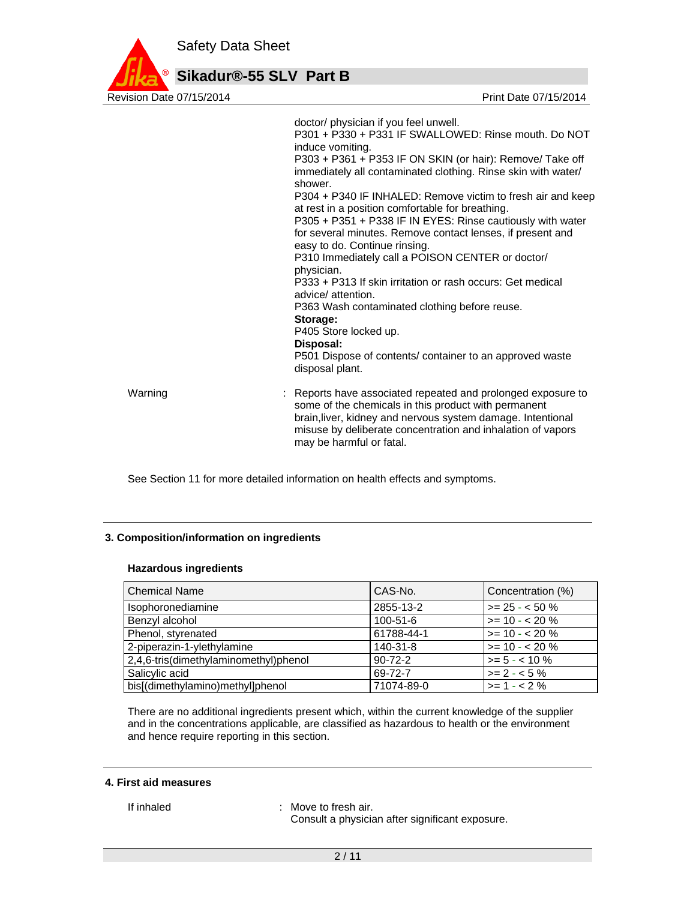doctor/ physician if you feel unwell.
P301 + P330 + P331 IF SWALLOWED: Rinse mouth. Do NOT induce vomiting.
P303 + P361 + P353 IF ON SKIN (or hair): Remove/ Take off immediately all contaminated clothing. Rinse skin with water/ shower.
P304 + P340 IF INHALED: Remove victim to fresh air and keep at rest in a position comfortable for breathing.
P305 + P351 + P338 IF IN EYES: Rinse cautiously with water for several minutes. Remove contact lenses, if present and easy to do. Continue rinsing.
P310 Immediately call a POISON CENTER or doctor/ physician.
P333 + P313 If skin irritation or rash occurs: Get medical advice/ attention.
P363 Wash contaminated clothing before reuse.
**Storage:**
P405 Store locked up.
**Disposal:**
P501 Dispose of contents/ container to an approved waste disposal plant.

Warning : Reports have associated repeated and prolonged exposure to some of the chemicals in this product with permanent brain,liver, kidney and nervous system damage. Intentional misuse by deliberate concentration and inhalation of vapors may be harmful or fatal.

See Section 11 for more detailed information on health effects and symptoms.

## 3. Composition/information on ingredients

### Hazardous ingredients

| Chemical Name | CAS-No. | Concentration (%) |
|---|---|---|
| Isophoronediamine | 2855-13-2 | >= 25 - < 50 % |
| Benzyl alcohol | 100-51-6 | >= 10 - < 20 % |
| Phenol, styrenated | 61788-44-1 | >= 10 - < 20 % |
| 2-piperazin-1-ylethylamine | 140-31-8 | >= 10 - < 20 % |
| 2,4,6-tris(dimethylaminomethyl)phenol | 90-72-2 | >= 5 - < 10 % |
| Salicylic acid | 69-72-7 | >= 2 - < 5 % |
| bis[(dimethylamino)methyl]phenol | 71074-89-0 | >= 1 - < 2 % |

There are no additional ingredients present which, within the current knowledge of the supplier and in the concentrations applicable, are classified as hazardous to health or the environment and hence require reporting in this section.

## 4. First aid measures

If inhaled : Move to fresh air.
Consult a physician after significant exposure.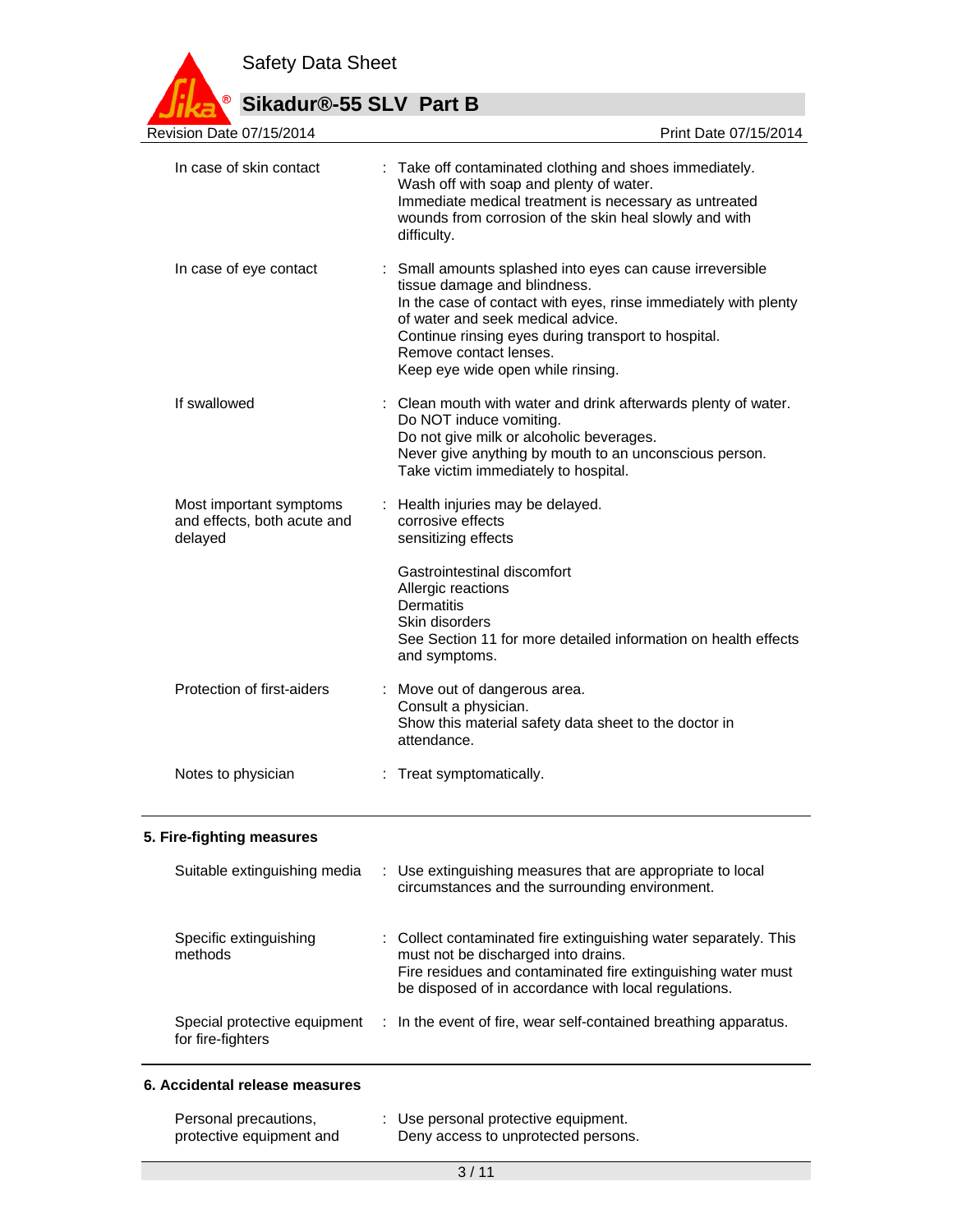| | |
|---|---|
| In case of skin contact | : Take off contaminated clothing and shoes immediately.<br>Wash off with soap and plenty of water.<br>Immediate medical treatment is necessary as untreated wounds from corrosion of the skin heal slowly and with difficulty. |
| In case of eye contact | : Small amounts splashed into eyes can cause irreversible tissue damage and blindness.<br>In the case of contact with eyes, rinse immediately with plenty of water and seek medical advice.<br>Continue rinsing eyes during transport to hospital.<br>Remove contact lenses.<br>Keep eye wide open while rinsing. |
| If swallowed | : Clean mouth with water and drink afterwards plenty of water.<br>Do NOT induce vomiting.<br>Do not give milk or alcoholic beverages.<br>Never give anything by mouth to an unconscious person.<br>Take victim immediately to hospital. |
| Most important symptoms and effects, both acute and delayed | : Health injuries may be delayed.<br>corrosive effects<br>sensitizing effects<br><br>Gastrointestinal discomfort<br>Allergic reactions<br>Dermatitis<br>Skin disorders<br>See Section 11 for more detailed information on health effects and symptoms. |
| Protection of first-aiders | : Move out of dangerous area.<br>Consult a physician.<br>Show this material safety data sheet to the doctor in attendance. |
| Notes to physician | : Treat symptomatically. |

## 5. Fire-fighting measures

| | |
|---|---|
| Suitable extinguishing media | : Use extinguishing measures that are appropriate to local circumstances and the surrounding environment. |
| Specific extinguishing methods | : Collect contaminated fire extinguishing water separately. This must not be discharged into drains.<br>Fire residues and contaminated fire extinguishing water must be disposed of in accordance with local regulations. |
| Special protective equipment for fire-fighters | : In the event of fire, wear self-contained breathing apparatus. |

## 6. Accidental release measures

| | |
|---|---|
| Personal precautions, protective equipment and | : Use personal protective equipment.<br>Deny access to unprotected persons. |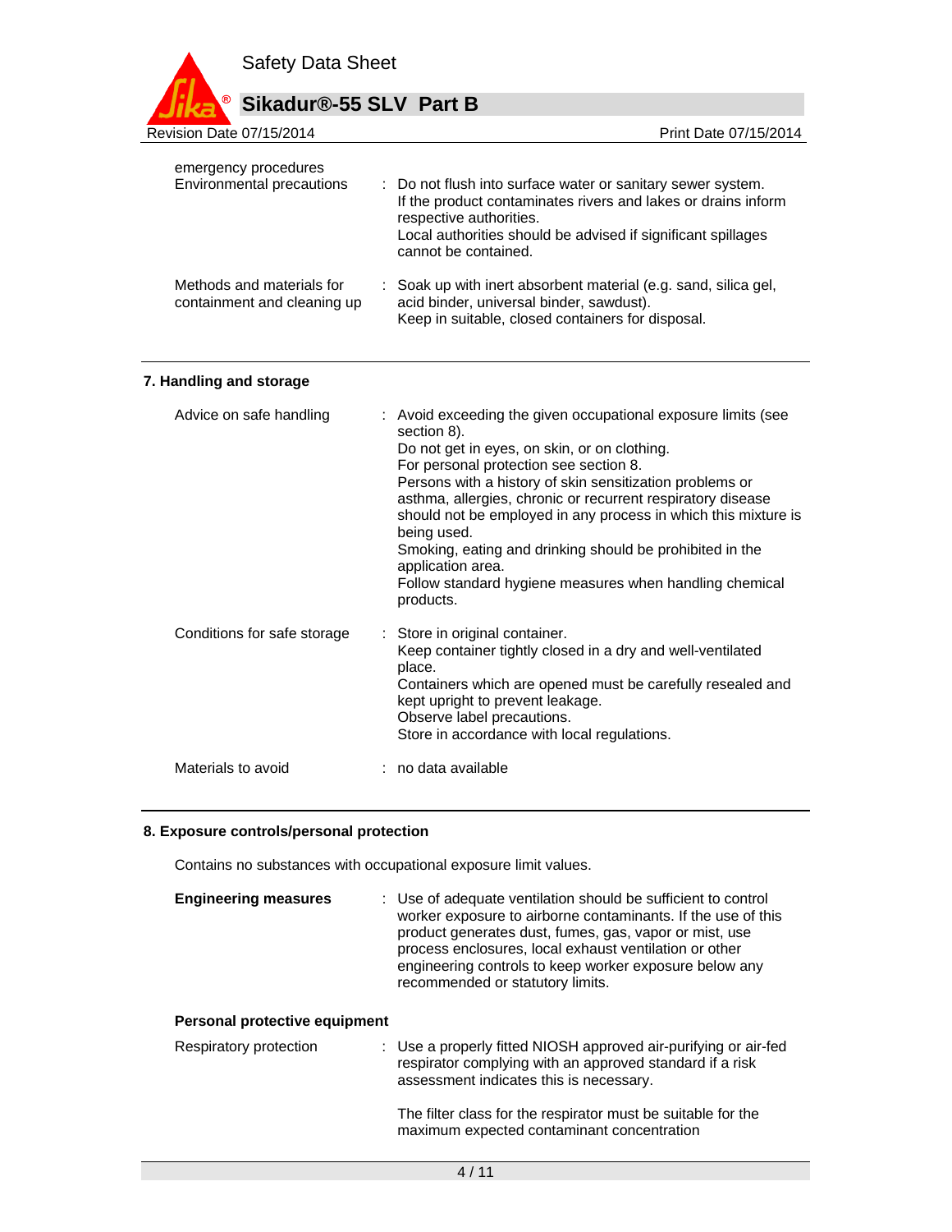| | |
|---|---|
| emergency procedures | |
| Environmental precautions | : Do not flush into surface water or sanitary sewer system.<br>If the product contaminates rivers and lakes or drains inform respective authorities.<br>Local authorities should be advised if significant spillages cannot be contained. |
| Methods and materials for containment and cleaning up | : Soak up with inert absorbent material (e.g. sand, silica gel, acid binder, universal binder, sawdust).<br>Keep in suitable, closed containers for disposal. |

## 7. Handling and storage

| | |
|---|---|
| Advice on safe handling | : Avoid exceeding the given occupational exposure limits (see section 8).<br>Do not get in eyes, on skin, or on clothing.<br>For personal protection see section 8.<br>Persons with a history of skin sensitization problems or asthma, allergies, chronic or recurrent respiratory disease should not be employed in any process in which this mixture is being used.<br>Smoking, eating and drinking should be prohibited in the application area.<br>Follow standard hygiene measures when handling chemical products. |
| Conditions for safe storage | : Store in original container.<br>Keep container tightly closed in a dry and well-ventilated place.<br>Containers which are opened must be carefully resealed and kept upright to prevent leakage.<br>Observe label precautions.<br>Store in accordance with local regulations. |
| Materials to avoid | : no data available |

## 8. Exposure controls/personal protection

Contains no substances with occupational exposure limit values.

| | |
|---|---|
| **Engineering measures** | : Use of adequate ventilation should be sufficient to control worker exposure to airborne contaminants. If the use of this product generates dust, fumes, gas, vapor or mist, use process enclosures, local exhaust ventilation or other engineering controls to keep worker exposure below any recommended or statutory limits. |

**Personal protective equipment**

| | |
|---|---|
| Respiratory protection | : Use a properly fitted NIOSH approved air-purifying or air-fed respirator complying with an approved standard if a risk assessment indicates this is necessary.<br><br>The filter class for the respirator must be suitable for the maximum expected contaminant concentration |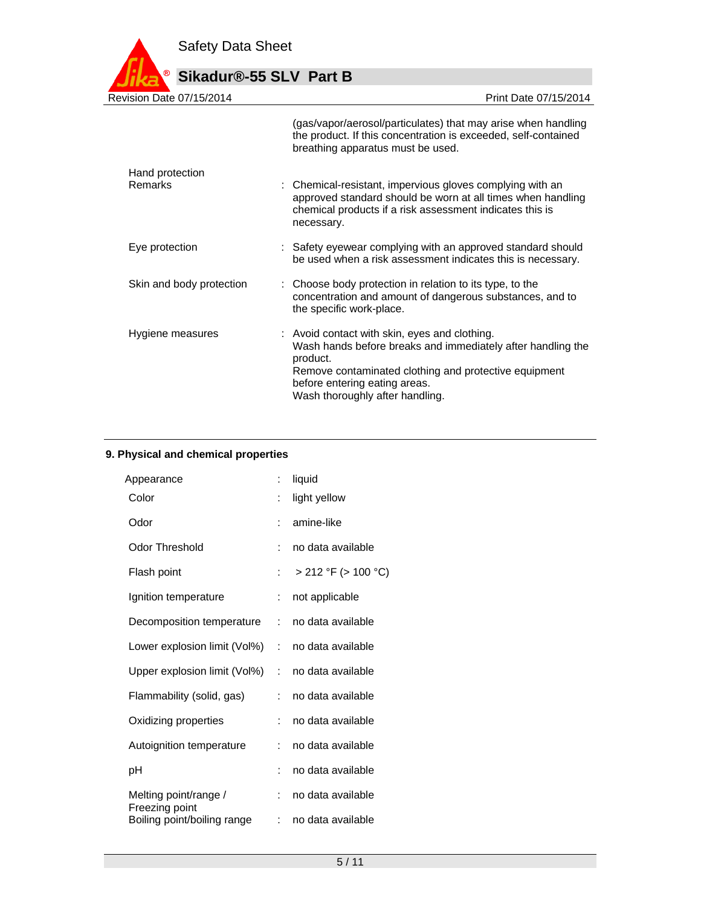(gas/vapor/aerosol/particulates) that may arise when handling the product. If this concentration is exceeded, self-contained breathing apparatus must be used.

| | | |
|---|---|---|
| Hand protection<br>Remarks | : | Chemical-resistant, impervious gloves complying with an approved standard should be worn at all times when handling chemical products if a risk assessment indicates this is necessary. |
| Eye protection | : | Safety eyewear complying with an approved standard should be used when a risk assessment indicates this is necessary. |
| Skin and body protection | : | Choose body protection in relation to its type, to the concentration and amount of dangerous substances, and to the specific work-place. |
| Hygiene measures | : | Avoid contact with skin, eyes and clothing.<br>Wash hands before breaks and immediately after handling the product.<br>Remove contaminated clothing and protective equipment before entering eating areas.<br>Wash thoroughly after handling. |

## 9. Physical and chemical properties

| | | |
|---|---|---|
| Appearance | : | liquid |
| Color | : | light yellow |
| Odor | : | amine-like |
| Odor Threshold | : | no data available |
| Flash point | : | > 212 °F (> 100 °C) |
| Ignition temperature | : | not applicable |
| Decomposition temperature | : | no data available |
| Lower explosion limit (Vol%) | : | no data available |
| Upper explosion limit (Vol%) | : | no data available |
| Flammability (solid, gas) | : | no data available |
| Oxidizing properties | : | no data available |
| Autoignition temperature | : | no data available |
| pH | : | no data available |
| Melting point/range / Freezing point | : | no data available |
| Boiling point/boiling range | : | no data available |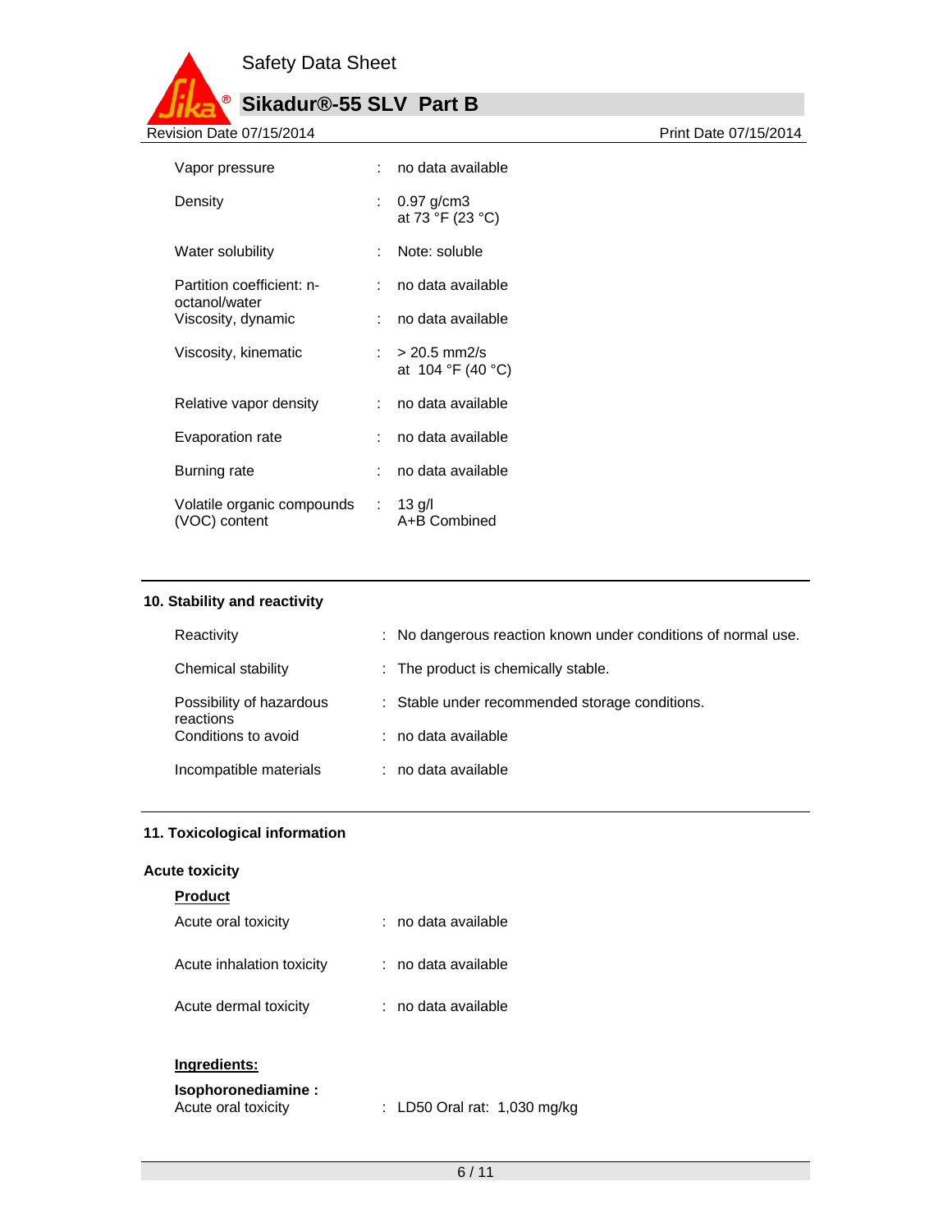| | | |
|---|---|---|
| Vapor pressure | : | no data available |
| Density | : | 0.97 g/cm3<br>at 73 °F (23 °C) |
| Water solubility | : | Note: soluble |
| Partition coefficient: n-octanol/water | : | no data available |
| Viscosity, dynamic | : | no data available |
| Viscosity, kinematic | : | > 20.5 mm2/s<br>at 104 °F (40 °C) |
| Relative vapor density | : | no data available |
| Evaporation rate | : | no data available |
| Burning rate | : | no data available |
| Volatile organic compounds (VOC) content | : | 13 g/l<br>A+B Combined |

## 10. Stability and reactivity

| | | |
|---|---|---|
| Reactivity | : | No dangerous reaction known under conditions of normal use. |
| Chemical stability | : | The product is chemically stable. |
| Possibility of hazardous reactions | : | Stable under recommended storage conditions. |
| Conditions to avoid | : | no data available |
| Incompatible materials | : | no data available |

## 11. Toxicological information

### Acute toxicity

**Product**

| | | |
|---|---|---|
| Acute oral toxicity | : | no data available |
| Acute inhalation toxicity | : | no data available |
| Acute dermal toxicity | : | no data available |

**Ingredients:**

**Isophoronediamine :**

| | | |
|---|---|---|
| Acute oral toxicity | : | LD50 Oral rat: 1,030 mg/kg |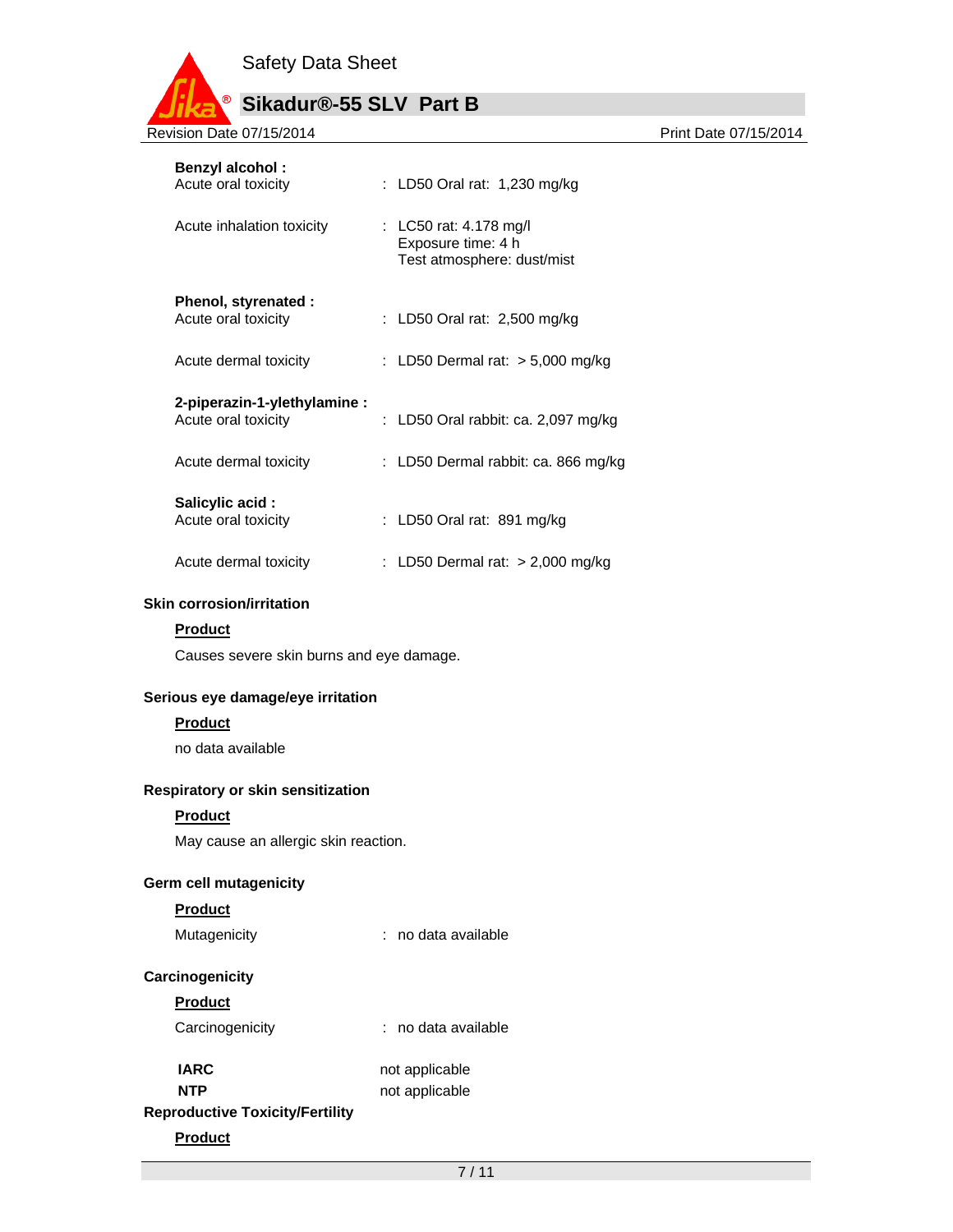**Benzyl alcohol :**

Acute oral toxicity : LD50 Oral rat: 1,230 mg/kg

Acute inhalation toxicity : LC50 rat: 4.178 mg/l
Exposure time: 4 h
Test atmosphere: dust/mist

**Phenol, styrenated :**

Acute oral toxicity : LD50 Oral rat: 2,500 mg/kg

Acute dermal toxicity : LD50 Dermal rat: > 5,000 mg/kg

**2-piperazin-1-ylethylamine :**

Acute oral toxicity : LD50 Oral rabbit: ca. 2,097 mg/kg

Acute dermal toxicity : LD50 Dermal rabbit: ca. 866 mg/kg

**Salicylic acid :**

Acute oral toxicity : LD50 Oral rat: 891 mg/kg

Acute dermal toxicity : LD50 Dermal rat: > 2,000 mg/kg

**Skin corrosion/irritation**

**Product**

Causes severe skin burns and eye damage.

**Serious eye damage/eye irritation**

**Product**

no data available

**Respiratory or skin sensitization**

**Product**

May cause an allergic skin reaction.

**Germ cell mutagenicity**

**Product**

Mutagenicity : no data available

**Carcinogenicity**

**Product**

Carcinogenicity : no data available

**IARC** not applicable

**NTP** not applicable

**Reproductive Toxicity/Fertility**

**Product**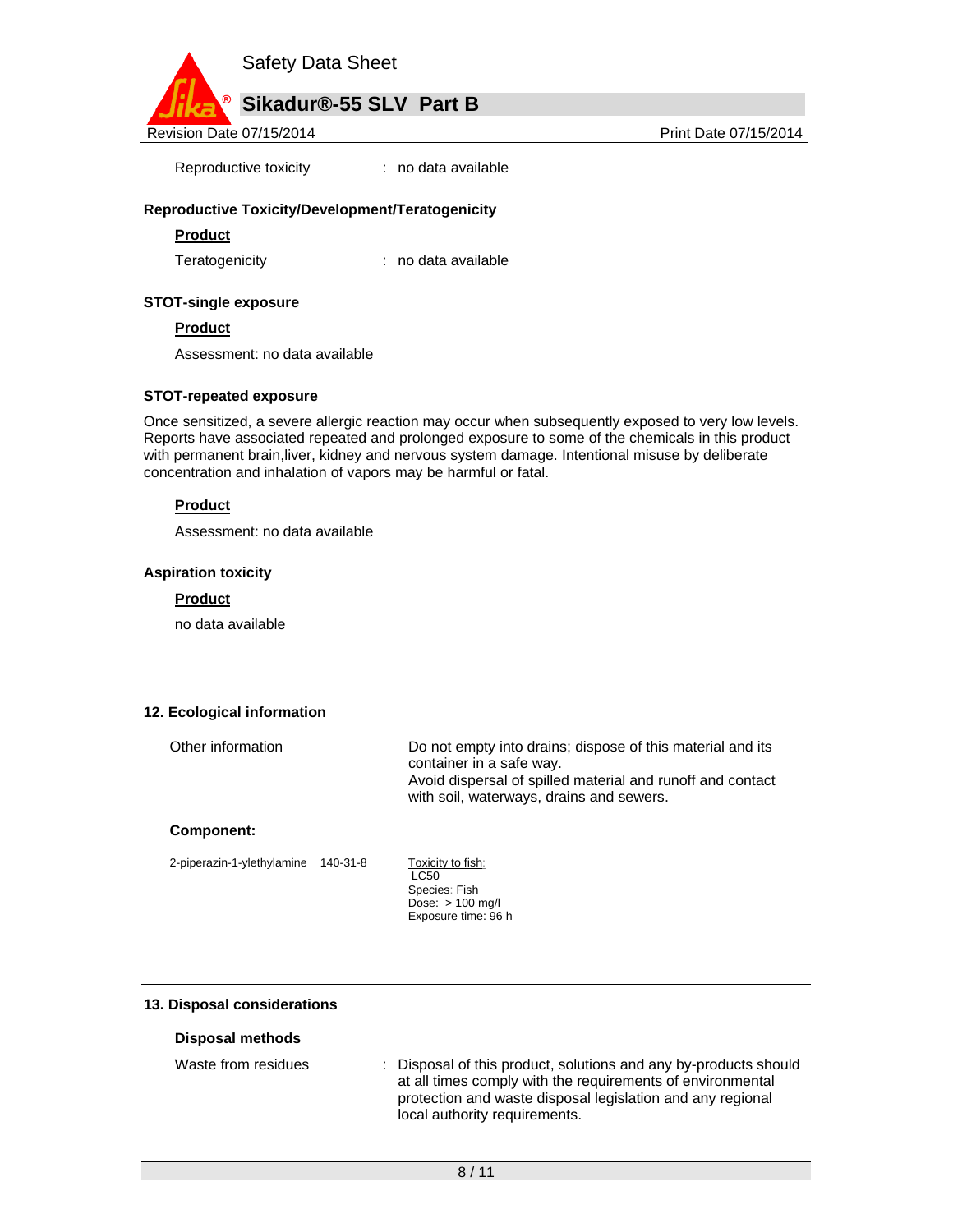Reproductive toxicity : no data available

**Reproductive Toxicity/Development/Teratogenicity**

**Product**

Teratogenicity : no data available

**STOT-single exposure**

**Product**

Assessment: no data available

**STOT-repeated exposure**

Once sensitized, a severe allergic reaction may occur when subsequently exposed to very low levels. Reports have associated repeated and prolonged exposure to some of the chemicals in this product with permanent brain,liver, kidney and nervous system damage. Intentional misuse by deliberate concentration and inhalation of vapors may be harmful or fatal.

**Product**

Assessment: no data available

**Aspiration toxicity**

**Product**

no data available

## 12. Ecological information

| | |
|---|---|
| Other information | Do not empty into drains; dispose of this material and its container in a safe way.<br>Avoid dispersal of spilled material and runoff and contact with soil, waterways, drains and sewers. |

**Component:**

| | | |
|---|---|---|
| 2-piperazin-1-ylethylamine | 140-31-8 | Toxicity to fish:<br>LC50<br>Species: Fish<br>Dose: > 100 mg/l<br>Exposure time: 96 h |

## 13. Disposal considerations

**Disposal methods**

Waste from residues : Disposal of this product, solutions and any by-products should at all times comply with the requirements of environmental protection and waste disposal legislation and any regional local authority requirements.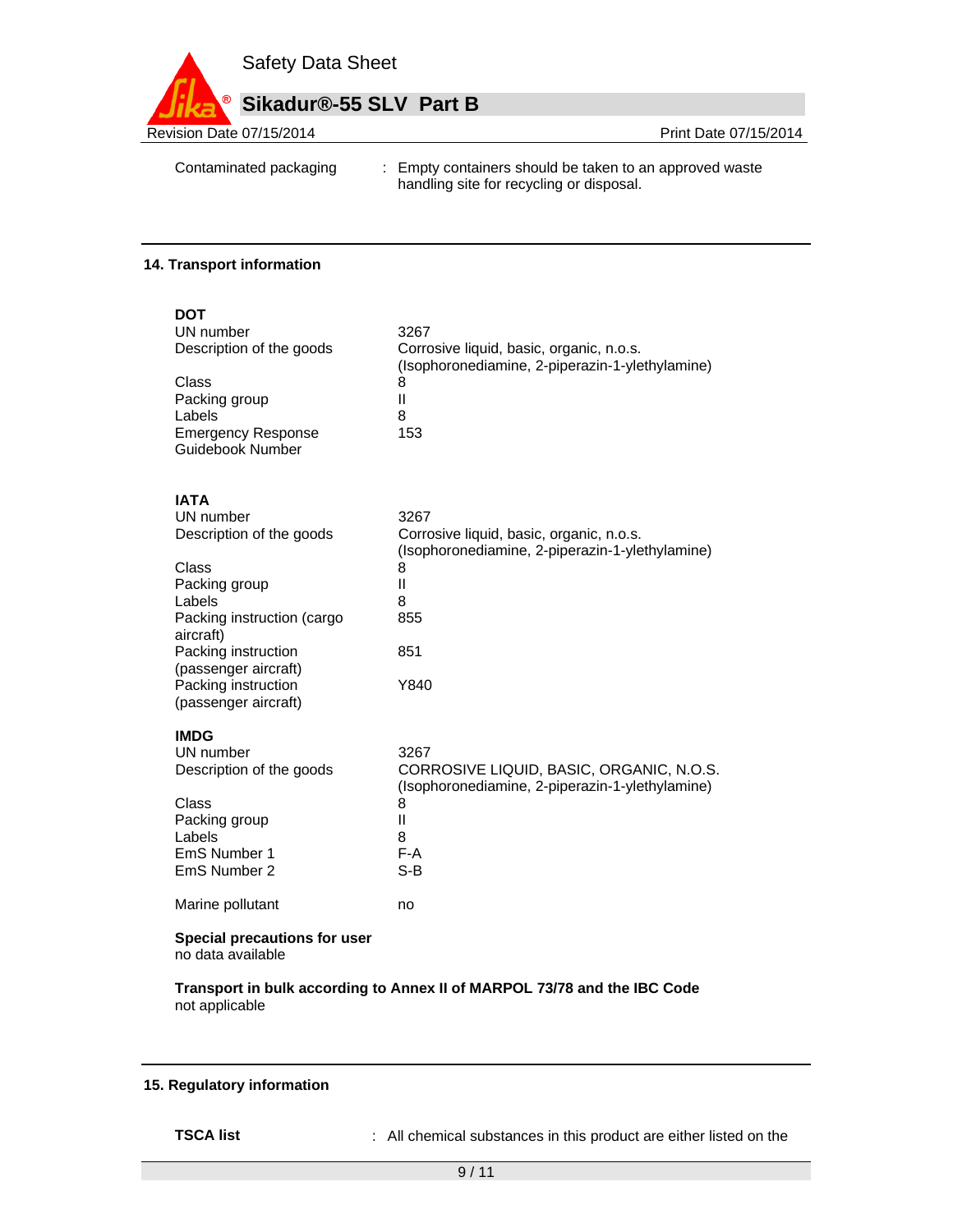| | |
|---|---|
| Contaminated packaging | : Empty containers should be taken to an approved waste handling site for recycling or disposal. |

## 14. Transport information

**DOT**

| | |
|---|---|
| UN number | 3267 |
| Description of the goods | Corrosive liquid, basic, organic, n.o.s. (Isophoronediamine, 2-piperazin-1-ylethylamine) |
| Class | 8 |
| Packing group | II |
| Labels | 8 |
| Emergency Response Guidebook Number | 153 |

**IATA**

| | |
|---|---|
| UN number | 3267 |
| Description of the goods | Corrosive liquid, basic, organic, n.o.s. (Isophoronediamine, 2-piperazin-1-ylethylamine) |
| Class | 8 |
| Packing group | II |
| Labels | 8 |
| Packing instruction (cargo aircraft) | 855 |
| Packing instruction (passenger aircraft) | 851 |
| Packing instruction (passenger aircraft) | Y840 |

**IMDG**

| | |
|---|---|
| UN number | 3267 |
| Description of the goods | CORROSIVE LIQUID, BASIC, ORGANIC, N.O.S. (Isophoronediamine, 2-piperazin-1-ylethylamine) |
| Class | 8 |
| Packing group | II |
| Labels | 8 |
| EmS Number 1 | F-A |
| EmS Number 2 | S-B |
| Marine pollutant | no |

**Special precautions for user**
no data available

**Transport in bulk according to Annex II of MARPOL 73/78 and the IBC Code**
not applicable

## 15. Regulatory information

**TSCA list** : All chemical substances in this product are either listed on the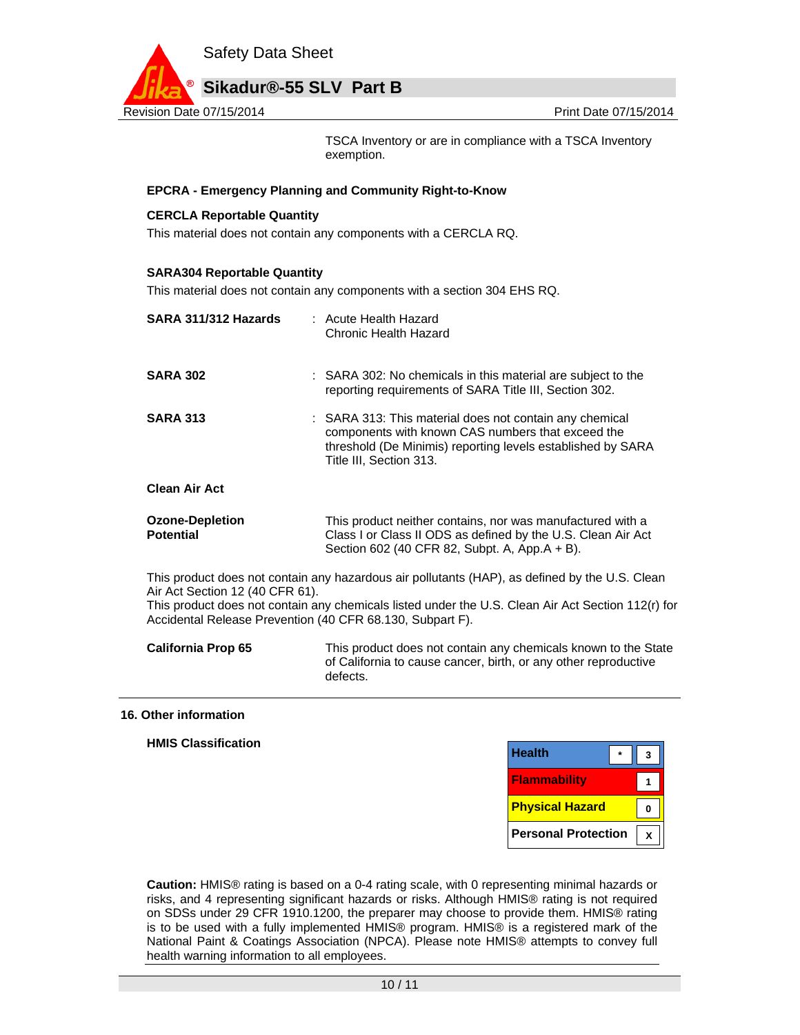TSCA Inventory or are in compliance with a TSCA Inventory exemption.

**EPCRA - Emergency Planning and Community Right-to-Know**

**CERCLA Reportable Quantity**

This material does not contain any components with a CERCLA RQ.

**SARA304 Reportable Quantity**

This material does not contain any components with a section 304 EHS RQ.

| | |
|---|---|
| **SARA 311/312 Hazards** | : Acute Health Hazard<br>Chronic Health Hazard |
| **SARA 302** | : SARA 302: No chemicals in this material are subject to the reporting requirements of SARA Title III, Section 302. |
| **SARA 313** | : SARA 313: This material does not contain any chemical components with known CAS numbers that exceed the threshold (De Minimis) reporting levels established by SARA Title III, Section 313. |

**Clean Air Act**

| | |
|---|---|
| **Ozone-Depletion Potential** | This product neither contains, nor was manufactured with a Class I or Class II ODS as defined by the U.S. Clean Air Act Section 602 (40 CFR 82, Subpt. A, App.A + B). |

This product does not contain any hazardous air pollutants (HAP), as defined by the U.S. Clean Air Act Section 12 (40 CFR 61).
This product does not contain any chemicals listed under the U.S. Clean Air Act Section 112(r) for Accidental Release Prevention (40 CFR 68.130, Subpart F).

| | |
|---|---|
| **California Prop 65** | This product does not contain any chemicals known to the State of California to cause cancer, birth, or any other reproductive defects. |

## 16. Other information

**HMIS Classification**

| | | |
|---|---|---|
| Health | * | 3 |
| Flammability | | 1 |
| Physical Hazard | | 0 |
| Personal Protection | | X |

**Caution:** HMIS® rating is based on a 0-4 rating scale, with 0 representing minimal hazards or risks, and 4 representing significant hazards or risks. Although HMIS® rating is not required on SDSs under 29 CFR 1910.1200, the preparer may choose to provide them. HMIS® rating is to be used with a fully implemented HMIS® program. HMIS® is a registered mark of the National Paint & Coatings Association (NPCA). Please note HMIS® attempts to convey full health warning information to all employees.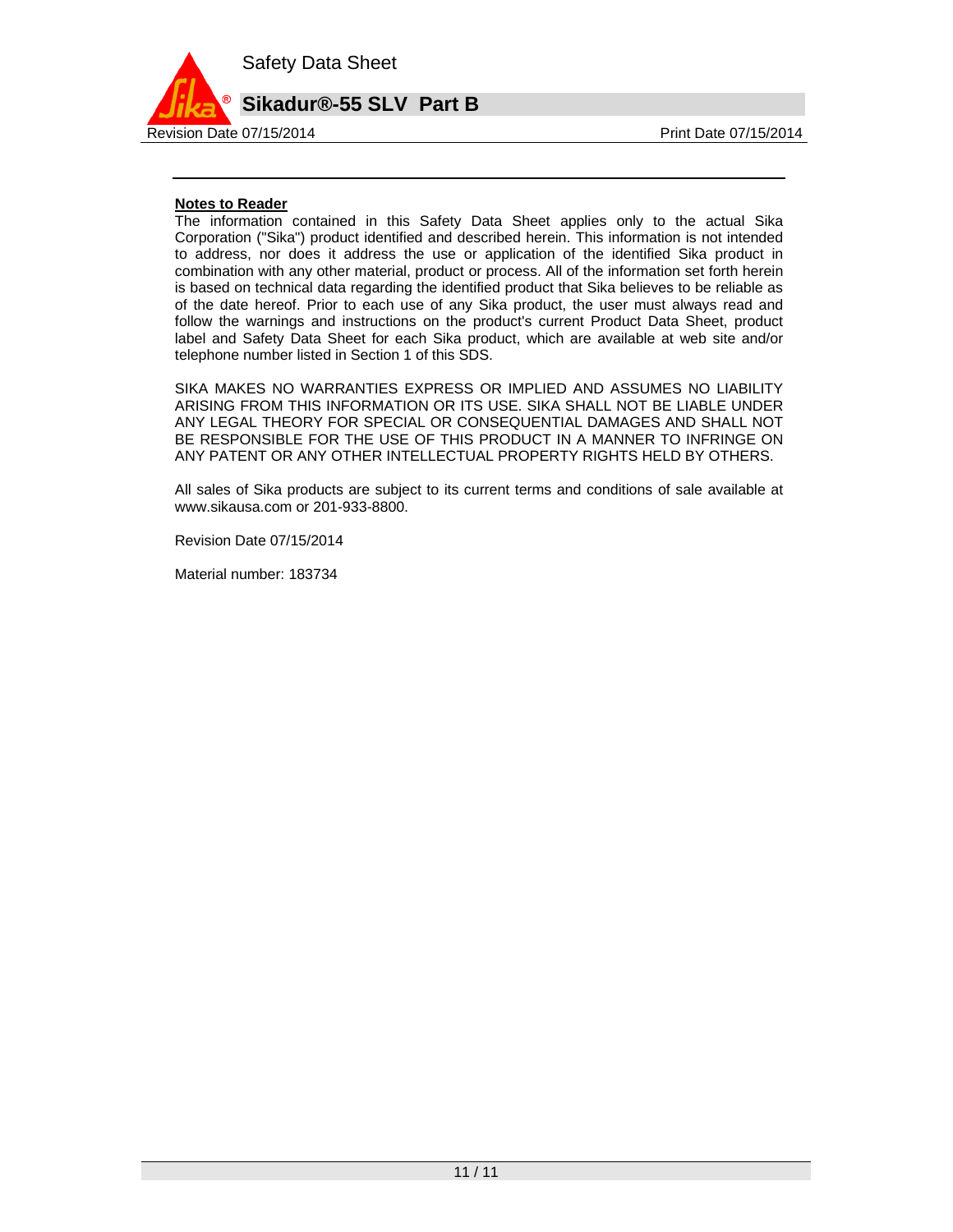**Notes to Reader**

The information contained in this Safety Data Sheet applies only to the actual Sika Corporation ("Sika") product identified and described herein. This information is not intended to address, nor does it address the use or application of the identified Sika product in combination with any other material, product or process. All of the information set forth herein is based on technical data regarding the identified product that Sika believes to be reliable as of the date hereof. Prior to each use of any Sika product, the user must always read and follow the warnings and instructions on the product's current Product Data Sheet, product label and Safety Data Sheet for each Sika product, which are available at web site and/or telephone number listed in Section 1 of this SDS.

SIKA MAKES NO WARRANTIES EXPRESS OR IMPLIED AND ASSUMES NO LIABILITY ARISING FROM THIS INFORMATION OR ITS USE. SIKA SHALL NOT BE LIABLE UNDER ANY LEGAL THEORY FOR SPECIAL OR CONSEQUENTIAL DAMAGES AND SHALL NOT BE RESPONSIBLE FOR THE USE OF THIS PRODUCT IN A MANNER TO INFRINGE ON ANY PATENT OR ANY OTHER INTELLECTUAL PROPERTY RIGHTS HELD BY OTHERS.

All sales of Sika products are subject to its current terms and conditions of sale available at www.sikausa.com or 201-933-8800.

Revision Date 07/15/2014

Material number: 183734